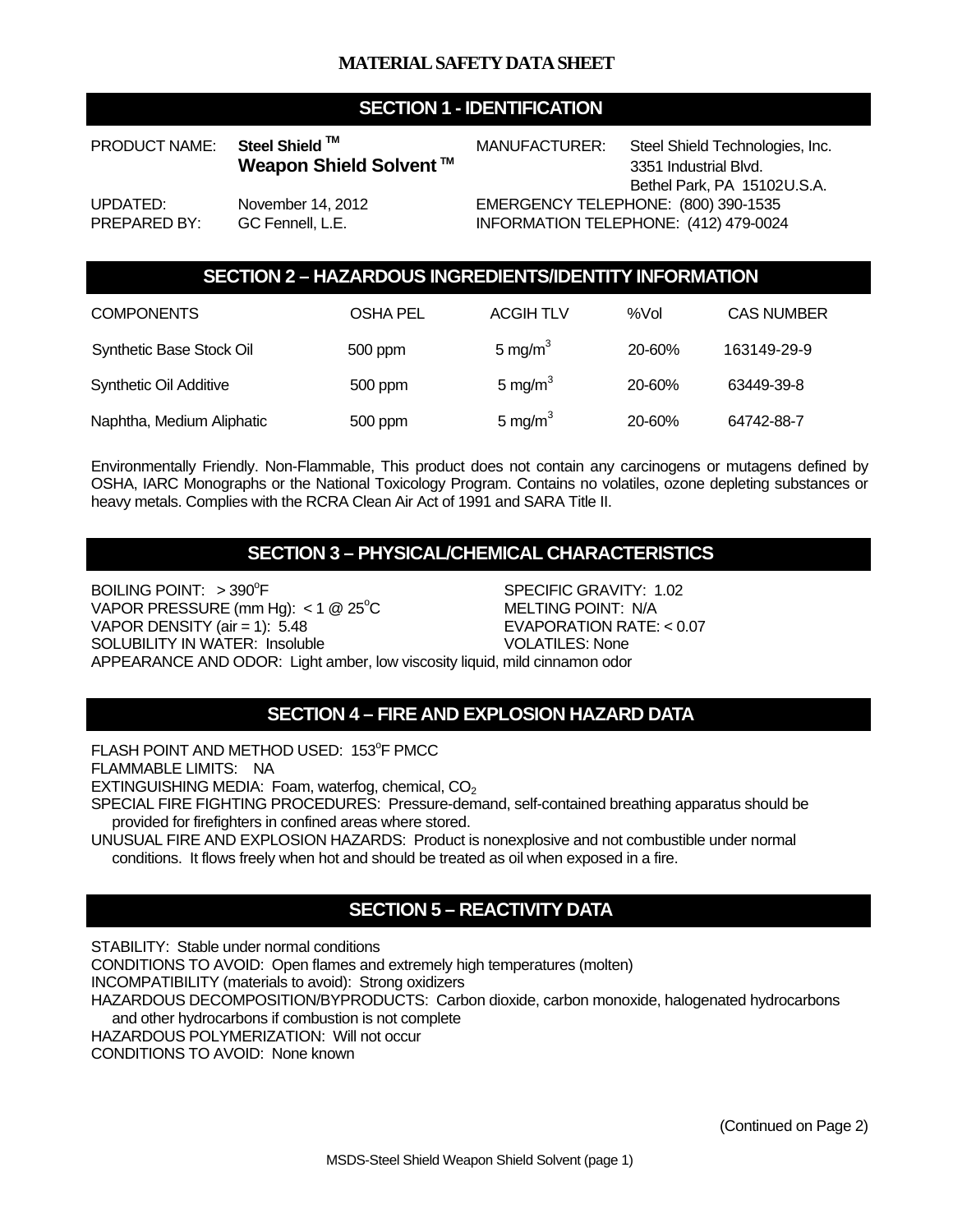# MATERIAL SAFETY DATA SHEET

## SECTION 1 - IDENTIFICATION

PRODUCT NAME: **Steel Shield ™ Weapon Shield Solvent ™**

MANUFACTURER: Steel Shield Technologies, Inc.
3351 Industrial Blvd.
Bethel Park, PA 15102U.S.A.

UPDATED: November 14, 2012

PREPARED BY: GC Fennell, L.E.

EMERGENCY TELEPHONE: (800) 390-1535

INFORMATION TELEPHONE: (412) 479-0024

## SECTION 2 – HAZARDOUS INGREDIENTS/IDENTITY INFORMATION

| COMPONENTS | OSHA PEL | ACGIH TLV | %Vol | CAS NUMBER |
|---|---|---|---|---|
| Synthetic Base Stock Oil | 500 ppm | 5 $mg/m^3$ | 20-60% | 163149-29-9 |
| Synthetic Oil Additive | 500 ppm | 5 $mg/m^3$ | 20-60% | 63449-39-8 |
| Naphtha, Medium Aliphatic | 500 ppm | 5 $mg/m^3$ | 20-60% | 64742-88-7 |

Environmentally Friendly. Non-Flammable, This product does not contain any carcinogens or mutagens defined by OSHA, IARC Monographs or the National Toxicology Program. Contains no volatiles, ozone depleting substances or heavy metals. Complies with the RCRA Clean Air Act of 1991 and SARA Title II.

## SECTION 3 – PHYSICAL/CHEMICAL CHARACTERISTICS

BOILING POINT: > 390°F

VAPOR PRESSURE (mm Hg): < 1 @ 25°C

VAPOR DENSITY (air = 1): 5.48

SOLUBILITY IN WATER: Insoluble

SPECIFIC GRAVITY: 1.02

MELTING POINT: N/A

EVAPORATION RATE: < 0.07

VOLATILES: None

APPEARANCE AND ODOR: Light amber, low viscosity liquid, mild cinnamon odor

## SECTION 4 – FIRE AND EXPLOSION HAZARD DATA

FLASH POINT AND METHOD USED: 153°F PMCC

FLAMMABLE LIMITS: NA

EXTINGUISHING MEDIA: Foam, waterfog, chemical, $CO_2$

SPECIAL FIRE FIGHTING PROCEDURES: Pressure-demand, self-contained breathing apparatus should be provided for firefighters in confined areas where stored.

UNUSUAL FIRE AND EXPLOSION HAZARDS: Product is nonexplosive and not combustible under normal conditions. It flows freely when hot and should be treated as oil when exposed in a fire.

## SECTION 5 – REACTIVITY DATA

STABILITY: Stable under normal conditions

CONDITIONS TO AVOID: Open flames and extremely high temperatures (molten)

INCOMPATIBILITY (materials to avoid): Strong oxidizers

HAZARDOUS DECOMPOSITION/BYPRODUCTS: Carbon dioxide, carbon monoxide, halogenated hydrocarbons and other hydrocarbons if combustion is not complete

HAZARDOUS POLYMERIZATION: Will not occur

CONDITIONS TO AVOID: None known

(Continued on Page 2)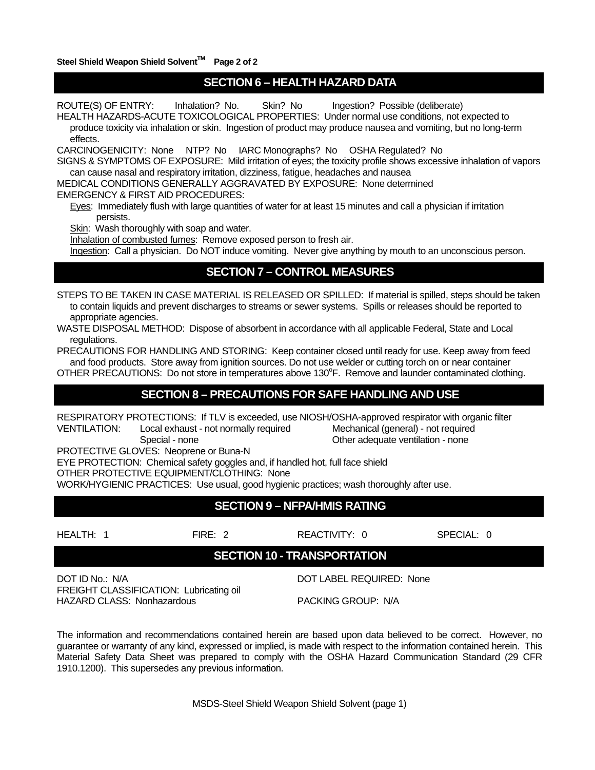## SECTION 6 – HEALTH HAZARD DATA

ROUTE(S) OF ENTRY: Inhalation? No. Skin? No Ingestion? Possible (deliberate)

HEALTH HAZARDS-ACUTE TOXICOLOGICAL PROPERTIES: Under normal use conditions, not expected to produce toxicity via inhalation or skin. Ingestion of product may produce nausea and vomiting, but no long-term effects.

CARCINOGENICITY: None NTP? No IARC Monographs? No OSHA Regulated? No

SIGNS & SYMPTOMS OF EXPOSURE: Mild irritation of eyes; the toxicity profile shows excessive inhalation of vapors can cause nasal and respiratory irritation, dizziness, fatigue, headaches and nausea

MEDICAL CONDITIONS GENERALLY AGGRAVATED BY EXPOSURE: None determined

EMERGENCY & FIRST AID PROCEDURES:

Eyes: Immediately flush with large quantities of water for at least 15 minutes and call a physician if irritation persists.

Skin: Wash thoroughly with soap and water.

Inhalation of combusted fumes: Remove exposed person to fresh air.

Ingestion: Call a physician. Do NOT induce vomiting. Never give anything by mouth to an unconscious person.

## SECTION 7 – CONTROL MEASURES

STEPS TO BE TAKEN IN CASE MATERIAL IS RELEASED OR SPILLED: If material is spilled, steps should be taken to contain liquids and prevent discharges to streams or sewer systems. Spills or releases should be reported to appropriate agencies.

WASTE DISPOSAL METHOD: Dispose of absorbent in accordance with all applicable Federal, State and Local regulations.

PRECAUTIONS FOR HANDLING AND STORING: Keep container closed until ready for use. Keep away from feed and food products. Store away from ignition sources. Do not use welder or cutting torch on or near container

OTHER PRECAUTIONS: Do not store in temperatures above 130°F. Remove and launder contaminated clothing.

## SECTION 8 – PRECAUTIONS FOR SAFE HANDLING AND USE

RESPIRATORY PROTECTIONS: If TLV is exceeded, use NIOSH/OSHA-approved respirator with organic filter

VENTILATION: Local exhaust - not normally required; Mechanical (general) - not required; Special - none; Other adequate ventilation - none

PROTECTIVE GLOVES: Neoprene or Buna-N

EYE PROTECTION: Chemical safety goggles and, if handled hot, full face shield

OTHER PROTECTIVE EQUIPMENT/CLOTHING: None

WORK/HYGIENIC PRACTICES: Use usual, good hygienic practices; wash thoroughly after use.

## SECTION 9 – NFPA/HMIS RATING

HEALTH: 1 FIRE: 2 REACTIVITY: 0 SPECIAL: 0

## SECTION 10 - TRANSPORTATION

DOT ID No.: N/A

DOT LABEL REQUIRED: None

FREIGHT CLASSIFICATION: Lubricating oil

HAZARD CLASS: Nonhazardous

PACKING GROUP: N/A

The information and recommendations contained herein are based upon data believed to be correct. However, no guarantee or warranty of any kind, expressed or implied, is made with respect to the information contained herein. This Material Safety Data Sheet was prepared to comply with the OSHA Hazard Communication Standard (29 CFR 1910.1200). This supersedes any previous information.